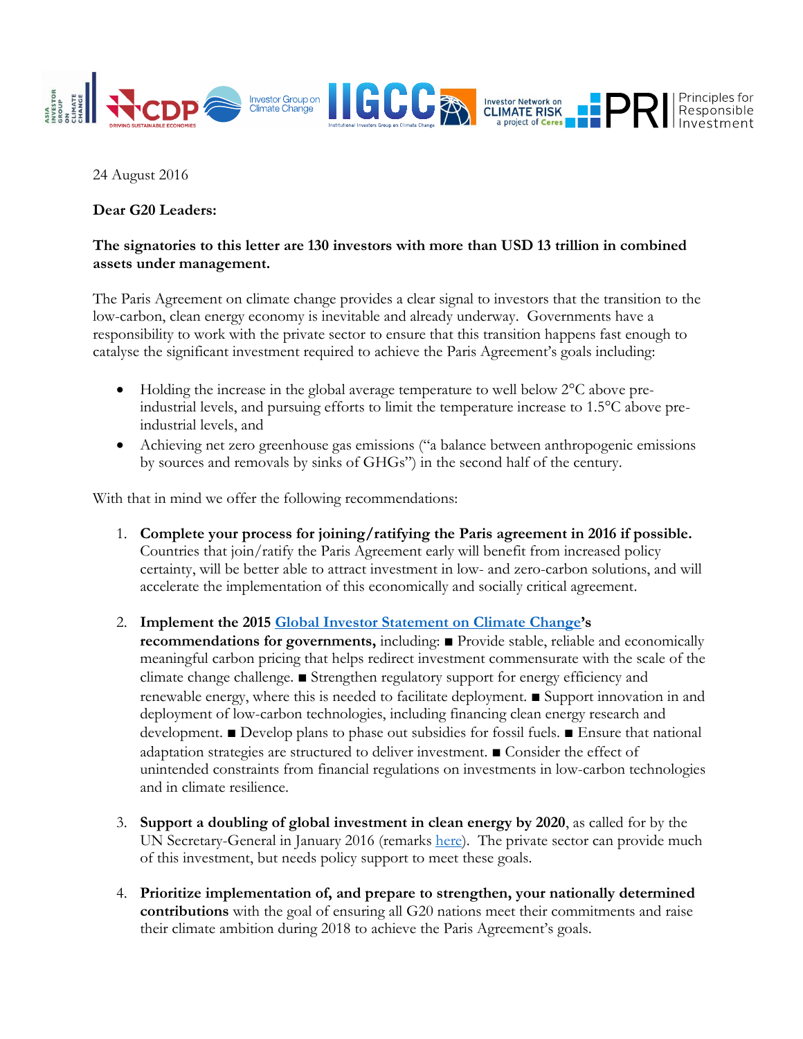24 August 2016

**Dear G20 Leaders:**

**The signatories to this letter are 130 investors with more than USD 13 trillion in combined assets under management.**

The Paris Agreement on climate change provides a clear signal to investors that the transition to the low-carbon, clean energy economy is inevitable and already underway. Governments have a responsibility to work with the private sector to ensure that this transition happens fast enough to catalyse the significant investment required to achieve the Paris Agreement's goals including:

- Holding the increase in the global average temperature to well below 2°C above pre-industrial levels, and pursuing efforts to limit the temperature increase to 1.5°C above pre-industrial levels, and
- Achieving net zero greenhouse gas emissions ("a balance between anthropogenic emissions by sources and removals by sinks of GHGs") in the second half of the century.

With that in mind we offer the following recommendations:

1. **Complete your process for joining/ratifying the Paris agreement in 2016 if possible.** Countries that join/ratify the Paris Agreement early will benefit from increased policy certainty, will be better able to attract investment in low- and zero-carbon solutions, and will accelerate the implementation of this economically and socially critical agreement.

2. **Implement the 2015 Global Investor Statement on Climate Change's recommendations for governments,** including: ■ Provide stable, reliable and economically meaningful carbon pricing that helps redirect investment commensurate with the scale of the climate change challenge. ■ Strengthen regulatory support for energy efficiency and renewable energy, where this is needed to facilitate deployment. ■ Support innovation in and deployment of low-carbon technologies, including financing clean energy research and development. ■ Develop plans to phase out subsidies for fossil fuels. ■ Ensure that national adaptation strategies are structured to deliver investment. ■ Consider the effect of unintended constraints from financial regulations on investments in low-carbon technologies and in climate resilience.

3. **Support a doubling of global investment in clean energy by 2020**, as called for by the UN Secretary-General in January 2016 (remarks here). The private sector can provide much of this investment, but needs policy support to meet these goals.

4. **Prioritize implementation of, and prepare to strengthen, your nationally determined contributions** with the goal of ensuring all G20 nations meet their commitments and raise their climate ambition during 2018 to achieve the Paris Agreement's goals.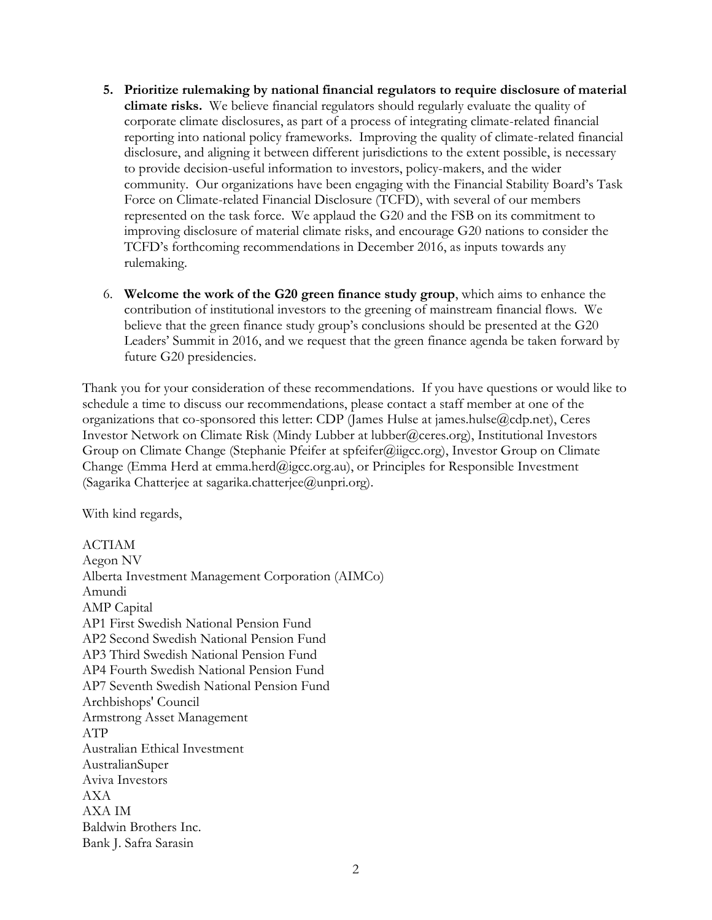5. **Prioritize rulemaking by national financial regulators to require disclosure of material climate risks.** We believe financial regulators should regularly evaluate the quality of corporate climate disclosures, as part of a process of integrating climate-related financial reporting into national policy frameworks. Improving the quality of climate-related financial disclosure, and aligning it between different jurisdictions to the extent possible, is necessary to provide decision-useful information to investors, policy-makers, and the wider community. Our organizations have been engaging with the Financial Stability Board's Task Force on Climate-related Financial Disclosure (TCFD), with several of our members represented on the task force. We applaud the G20 and the FSB on its commitment to improving disclosure of material climate risks, and encourage G20 nations to consider the TCFD's forthcoming recommendations in December 2016, as inputs towards any rulemaking.

6. **Welcome the work of the G20 green finance study group**, which aims to enhance the contribution of institutional investors to the greening of mainstream financial flows. We believe that the green finance study group's conclusions should be presented at the G20 Leaders' Summit in 2016, and we request that the green finance agenda be taken forward by future G20 presidencies.

Thank you for your consideration of these recommendations. If you have questions or would like to schedule a time to discuss our recommendations, please contact a staff member at one of the organizations that co-sponsored this letter: CDP (James Hulse at james.hulse@cdp.net), Ceres Investor Network on Climate Risk (Mindy Lubber at lubber@ceres.org), Institutional Investors Group on Climate Change (Stephanie Pfeifer at spfeifer@iigcc.org), Investor Group on Climate Change (Emma Herd at emma.herd@igcc.org.au), or Principles for Responsible Investment (Sagarika Chatterjee at sagarika.chatterjee@unpri.org).

With kind regards,

ACTIAM
Aegon NV
Alberta Investment Management Corporation (AIMCo)
Amundi
AMP Capital
AP1 First Swedish National Pension Fund
AP2 Second Swedish National Pension Fund
AP3 Third Swedish National Pension Fund
AP4 Fourth Swedish National Pension Fund
AP7 Seventh Swedish National Pension Fund
Archbishops' Council
Armstrong Asset Management
ATP
Australian Ethical Investment
AustralianSuper
Aviva Investors
AXA
AXA IM
Baldwin Brothers Inc.
Bank J. Safra Sarasin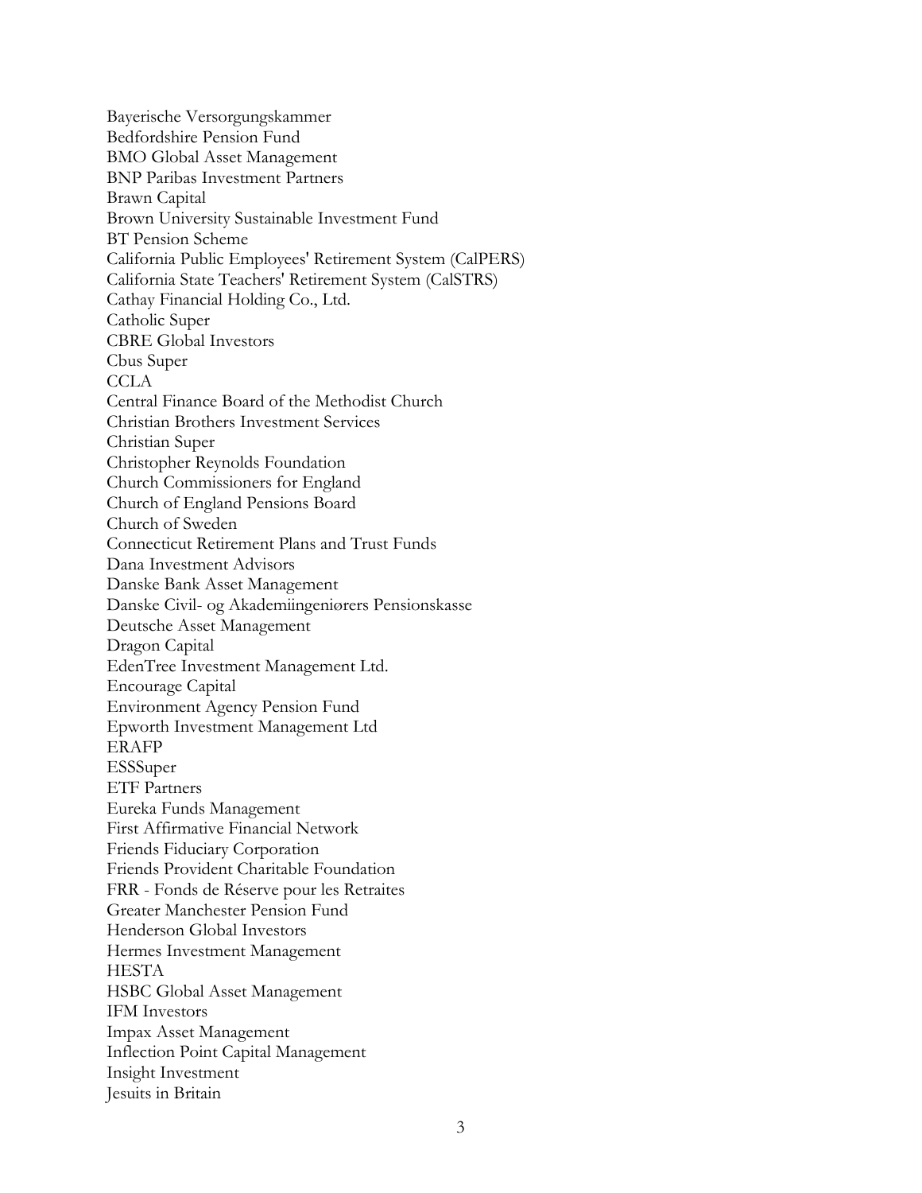Bayerische Versorgungskammer
Bedfordshire Pension Fund
BMO Global Asset Management
BNP Paribas Investment Partners
Brawn Capital
Brown University Sustainable Investment Fund
BT Pension Scheme
California Public Employees' Retirement System (CalPERS)
California State Teachers' Retirement System (CalSTRS)
Cathay Financial Holding Co., Ltd.
Catholic Super
CBRE Global Investors
Cbus Super
CCLA
Central Finance Board of the Methodist Church
Christian Brothers Investment Services
Christian Super
Christopher Reynolds Foundation
Church Commissioners for England
Church of England Pensions Board
Church of Sweden
Connecticut Retirement Plans and Trust Funds
Dana Investment Advisors
Danske Bank Asset Management
Danske Civil- og Akademiingeniørers Pensionskasse
Deutsche Asset Management
Dragon Capital
EdenTree Investment Management Ltd.
Encourage Capital
Environment Agency Pension Fund
Epworth Investment Management Ltd
ERAFP
ESSSuper
ETF Partners
Eureka Funds Management
First Affirmative Financial Network
Friends Fiduciary Corporation
Friends Provident Charitable Foundation
FRR - Fonds de Réserve pour les Retraites
Greater Manchester Pension Fund
Henderson Global Investors
Hermes Investment Management
HESTA
HSBC Global Asset Management
IFM Investors
Impax Asset Management
Inflection Point Capital Management
Insight Investment
Jesuits in Britain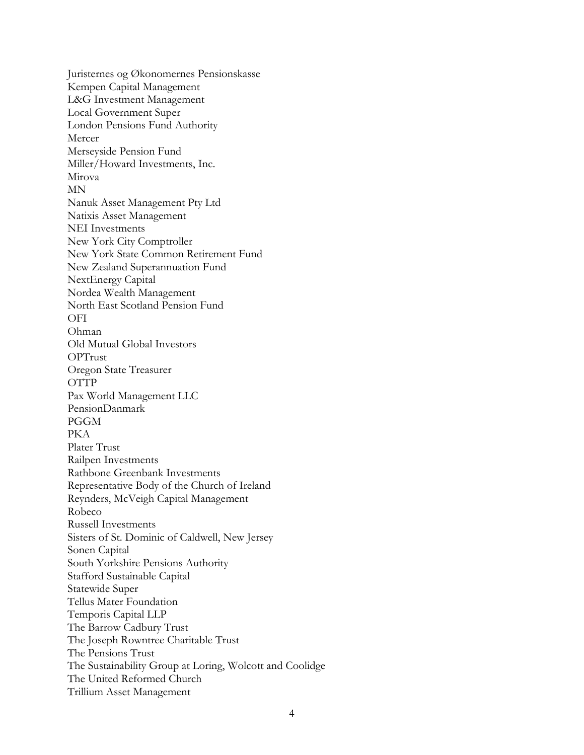Juristernes og Økonomernes Pensionskasse
Kempen Capital Management
L&G Investment Management
Local Government Super
London Pensions Fund Authority
Mercer
Merseyside Pension Fund
Miller/Howard Investments, Inc.
Mirova
MN
Nanuk Asset Management Pty Ltd
Natixis Asset Management
NEI Investments
New York City Comptroller
New York State Common Retirement Fund
New Zealand Superannuation Fund
NextEnergy Capital
Nordea Wealth Management
North East Scotland Pension Fund
OFI
Ohman
Old Mutual Global Investors
OPTrust
Oregon State Treasurer
OTTP
Pax World Management LLC
PensionDanmark
PGGM
PKA
Plater Trust
Railpen Investments
Rathbone Greenbank Investments
Representative Body of the Church of Ireland
Reynders, McVeigh Capital Management
Robeco
Russell Investments
Sisters of St. Dominic of Caldwell, New Jersey
Sonen Capital
South Yorkshire Pensions Authority
Stafford Sustainable Capital
Statewide Super
Tellus Mater Foundation
Temporis Capital LLP
The Barrow Cadbury Trust
The Joseph Rowntree Charitable Trust
The Pensions Trust
The Sustainability Group at Loring, Wolcott and Coolidge
The United Reformed Church
Trillium Asset Management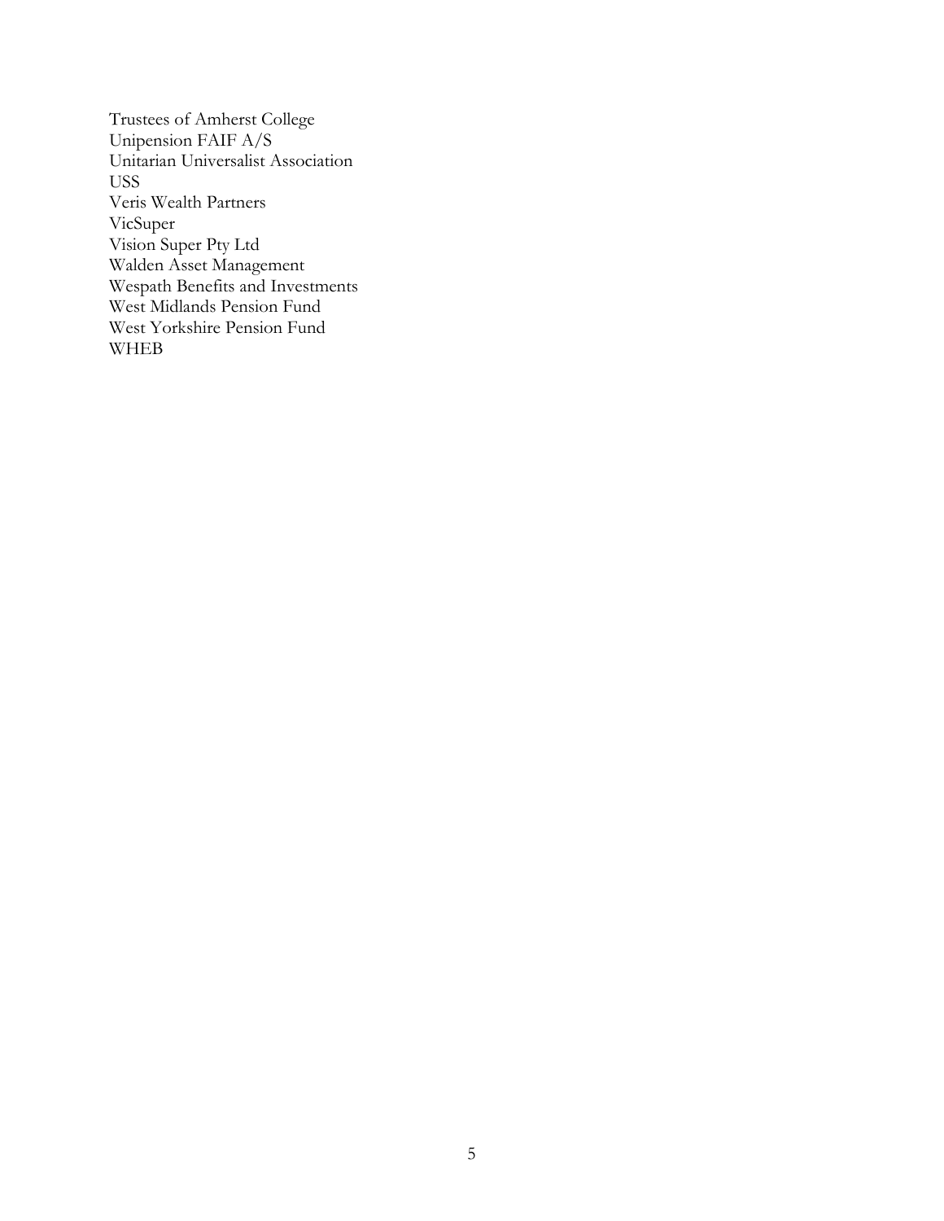Trustees of Amherst College
Unipension FAIF A/S
Unitarian Universalist Association
USS
Veris Wealth Partners
VicSuper
Vision Super Pty Ltd
Walden Asset Management
Wespath Benefits and Investments
West Midlands Pension Fund
West Yorkshire Pension Fund
WHEB